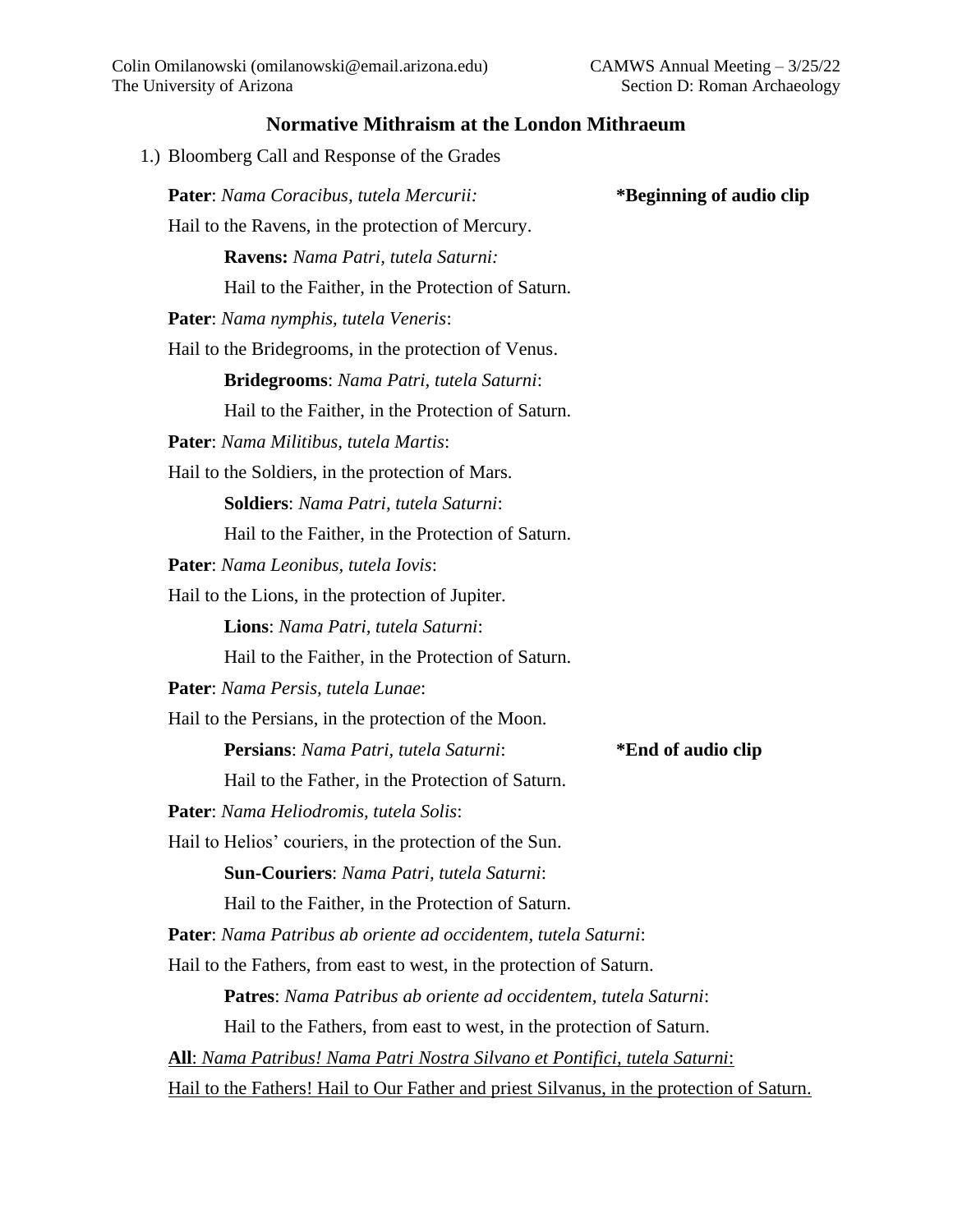Colin Omilanowski (omilanowski@email.arizona.edu)
The University of Arizona

CAMWS Annual Meeting – 3/25/22
Section D: Roman Archaeology

# Normative Mithraism at the London Mithraeum

1.) Bloomberg Call and Response of the Grades

**Pater**: *Nama Coracibus, tutela Mercurii:* **\*Beginning of audio clip**

Hail to the Ravens, in the protection of Mercury.

> **Ravens:** *Nama Patri, tutela Saturni:*
>
> Hail to the Faither, in the Protection of Saturn.

**Pater**: *Nama nymphis, tutela Veneris*:

Hail to the Bridegrooms, in the protection of Venus.

> **Bridegrooms**: *Nama Patri, tutela Saturni*:
>
> Hail to the Faither, in the Protection of Saturn.

**Pater**: *Nama Militibus, tutela Martis*:

Hail to the Soldiers, in the protection of Mars.

> **Soldiers**: *Nama Patri, tutela Saturni*:
>
> Hail to the Faither, in the Protection of Saturn.

**Pater**: *Nama Leonibus, tutela Iovis*:

Hail to the Lions, in the protection of Jupiter.

> **Lions**: *Nama Patri, tutela Saturni*:
>
> Hail to the Faither, in the Protection of Saturn.

**Pater**: *Nama Persis, tutela Lunae*:

Hail to the Persians, in the protection of the Moon.

> **Persians**: *Nama Patri, tutela Saturni*: **\*End of audio clip**
>
> Hail to the Father, in the Protection of Saturn.

**Pater**: *Nama Heliodromis, tutela Solis*:

Hail to Helios' couriers, in the protection of the Sun.

> **Sun-Couriers**: *Nama Patri, tutela Saturni*:
>
> Hail to the Faither, in the Protection of Saturn.

**Pater**: *Nama Patribus ab oriente ad occidentem, tutela Saturni*:

Hail to the Fathers, from east to west, in the protection of Saturn.

> **Patres**: *Nama Patribus ab oriente ad occidentem, tutela Saturni*:
>
> Hail to the Fathers, from east to west, in the protection of Saturn.

<u>**All**: *Nama Patribus! Nama Patri Nostra Silvano et Pontifici, tutela Saturni*:</u>

<u>Hail to the Fathers! Hail to Our Father and priest Silvanus, in the protection of Saturn.</u>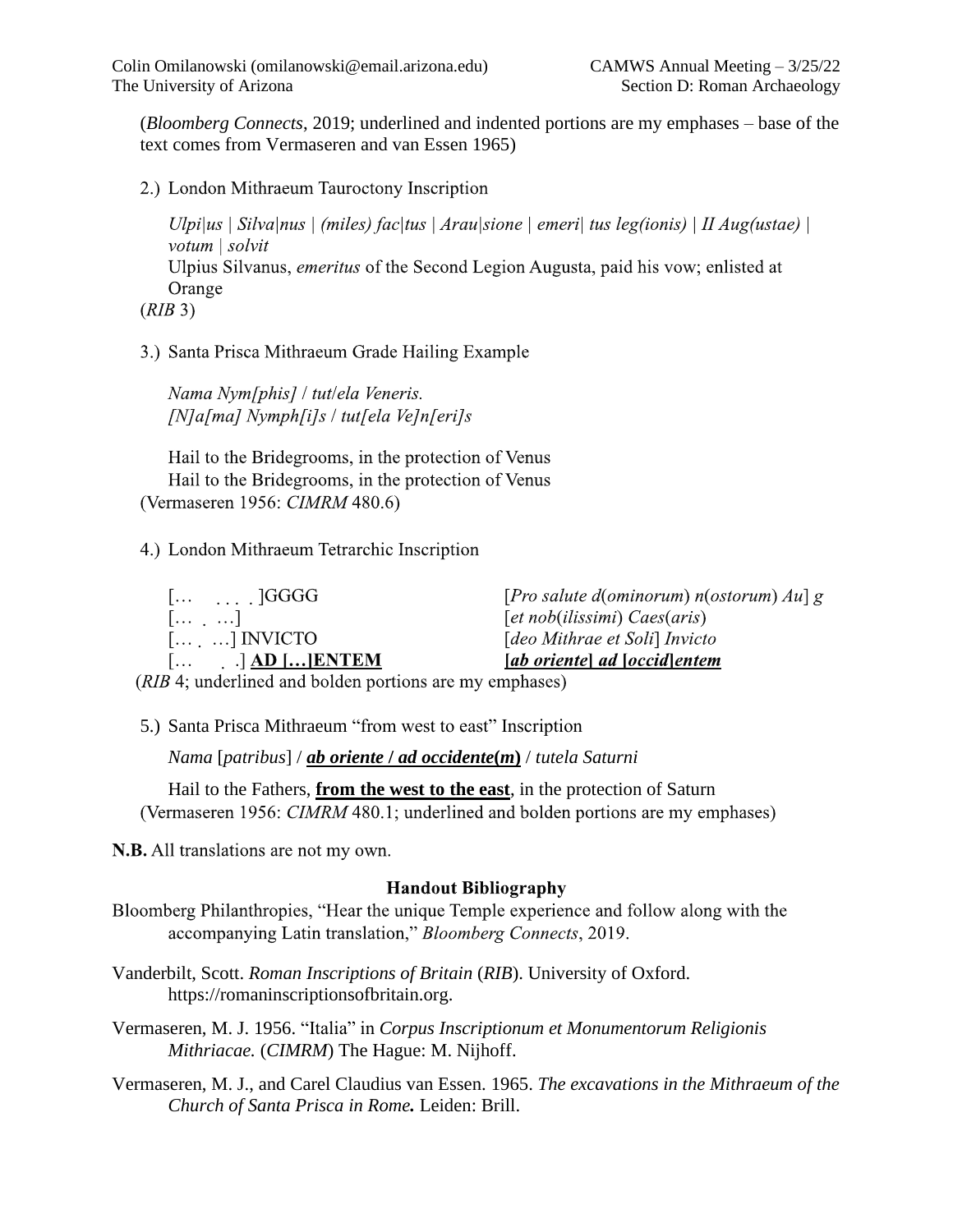(*Bloomberg Connects*, 2019; underlined and indented portions are my emphases – base of the text comes from Vermaseren and van Essen 1965)

2.) London Mithraeum Tauroctony Inscription

*Ulpi|us | Silva|nus | (miles) fac|tus | Arau|sione | emeri| tus leg(ionis) | II Aug(ustae) | votum | solvit*
Ulpius Silvanus, *emeritus* of the Second Legion Augusta, paid his vow; enlisted at Orange
(*RIB* 3)

3.) Santa Prisca Mithraeum Grade Hailing Example

*Nama Nym[phis] / tut/ela Veneris.*
*[N]a[ma] Nymph[i]s / tut[ela Ve]n[eri]s*

Hail to the Bridegrooms, in the protection of Venus
Hail to the Bridegrooms, in the protection of Venus
(Vermaseren 1956: *CIMRM* 480.6)

4.) London Mithraeum Tetrarchic Inscription

| | |
|---|---|
| [… . . . . ]GGGG | [*Pro salute d*(*ominorum*) *n*(*ostorum*) *Au*] *g* |
| [… . …] | [*et nob*(*ilissimi*) *Caes*(*aris*) |
| [… . …] INVICTO | [*deo Mithrae et Soli*] *Invicto* |
| [… . .] **<u>AD […]ENTEM</u>** | ***<u>[ab oriente] ad [occid]entem</u>*** |

(*RIB* 4; underlined and bolden portions are my emphases)

5.) Santa Prisca Mithraeum "from west to east" Inscription

*Nama* [*patribus*] / ***<u>ab oriente / ad occidente(m)</u>*** / *tutela Saturni*

Hail to the Fathers, **<u>from the west to the east</u>**, in the protection of Saturn
(Vermaseren 1956: *CIMRM* 480.1; underlined and bolden portions are my emphases)

**N.B.** All translations are not my own.

### Handout Bibliography

Bloomberg Philanthropies, "Hear the unique Temple experience and follow along with the accompanying Latin translation," *Bloomberg Connects*, 2019.

Vanderbilt, Scott. *Roman Inscriptions of Britain* (*RIB*). University of Oxford. https://romaninscriptionsofbritain.org.

Vermaseren, M. J. 1956. "Italia" in *Corpus Inscriptionum et Monumentorum Religionis Mithriacae.* (*CIMRM*) The Hague: M. Nijhoff.

Vermaseren, M. J., and Carel Claudius van Essen. 1965. *The excavations in the Mithraeum of the Church of Santa Prisca in Rome.* Leiden: Brill.